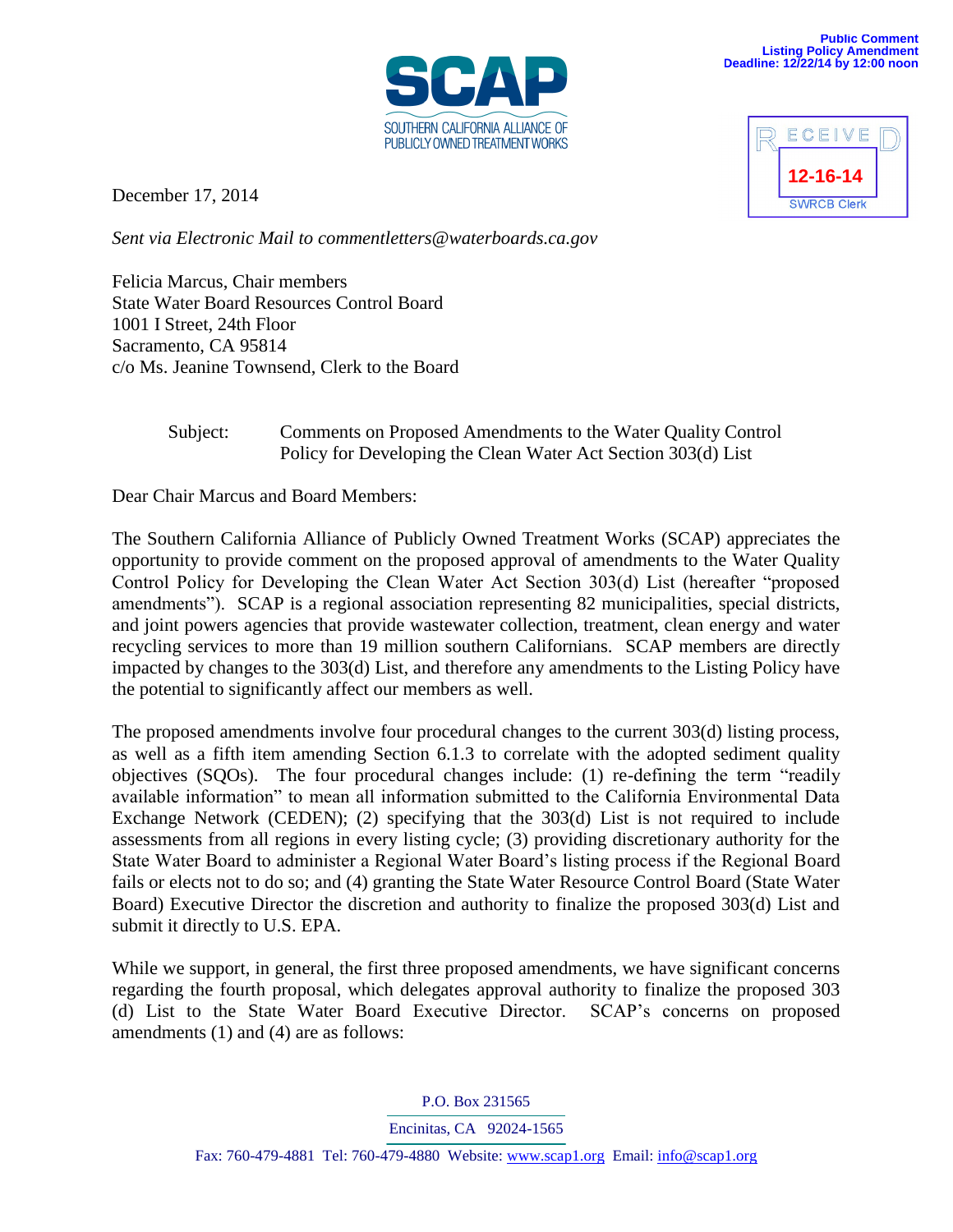**Public Comment**
**Listing Policy Amendment**
**Deadline: 12/22/14 by 12:00 noon**

SCAP
SOUTHERN CALIFORNIA ALLIANCE OF PUBLICLY OWNED TREATMENT WORKS

RECEIVED
12-16-14
SWRCB Clerk

December 17, 2014

*Sent via Electronic Mail to commentletters@waterboards.ca.gov*

Felicia Marcus, Chair members
State Water Board Resources Control Board
1001 I Street, 24th Floor
Sacramento, CA 95814
c/o Ms. Jeanine Townsend, Clerk to the Board

Subject: Comments on Proposed Amendments to the Water Quality Control Policy for Developing the Clean Water Act Section 303(d) List

Dear Chair Marcus and Board Members:

The Southern California Alliance of Publicly Owned Treatment Works (SCAP) appreciates the opportunity to provide comment on the proposed approval of amendments to the Water Quality Control Policy for Developing the Clean Water Act Section 303(d) List (hereafter "proposed amendments"). SCAP is a regional association representing 82 municipalities, special districts, and joint powers agencies that provide wastewater collection, treatment, clean energy and water recycling services to more than 19 million southern Californians. SCAP members are directly impacted by changes to the 303(d) List, and therefore any amendments to the Listing Policy have the potential to significantly affect our members as well.

The proposed amendments involve four procedural changes to the current 303(d) listing process, as well as a fifth item amending Section 6.1.3 to correlate with the adopted sediment quality objectives (SQOs). The four procedural changes include: (1) re-defining the term "readily available information" to mean all information submitted to the California Environmental Data Exchange Network (CEDEN); (2) specifying that the 303(d) List is not required to include assessments from all regions in every listing cycle; (3) providing discretionary authority for the State Water Board to administer a Regional Water Board's listing process if the Regional Board fails or elects not to do so; and (4) granting the State Water Resource Control Board (State Water Board) Executive Director the discretion and authority to finalize the proposed 303(d) List and submit it directly to U.S. EPA.

While we support, in general, the first three proposed amendments, we have significant concerns regarding the fourth proposal, which delegates approval authority to finalize the proposed 303 (d) List to the State Water Board Executive Director. SCAP's concerns on proposed amendments (1) and (4) are as follows:

P.O. Box 231565
Encinitas, CA 92024-1565
Fax: 760-479-4881 Tel: 760-479-4880 Website: www.scap1.org Email: info@scap1.org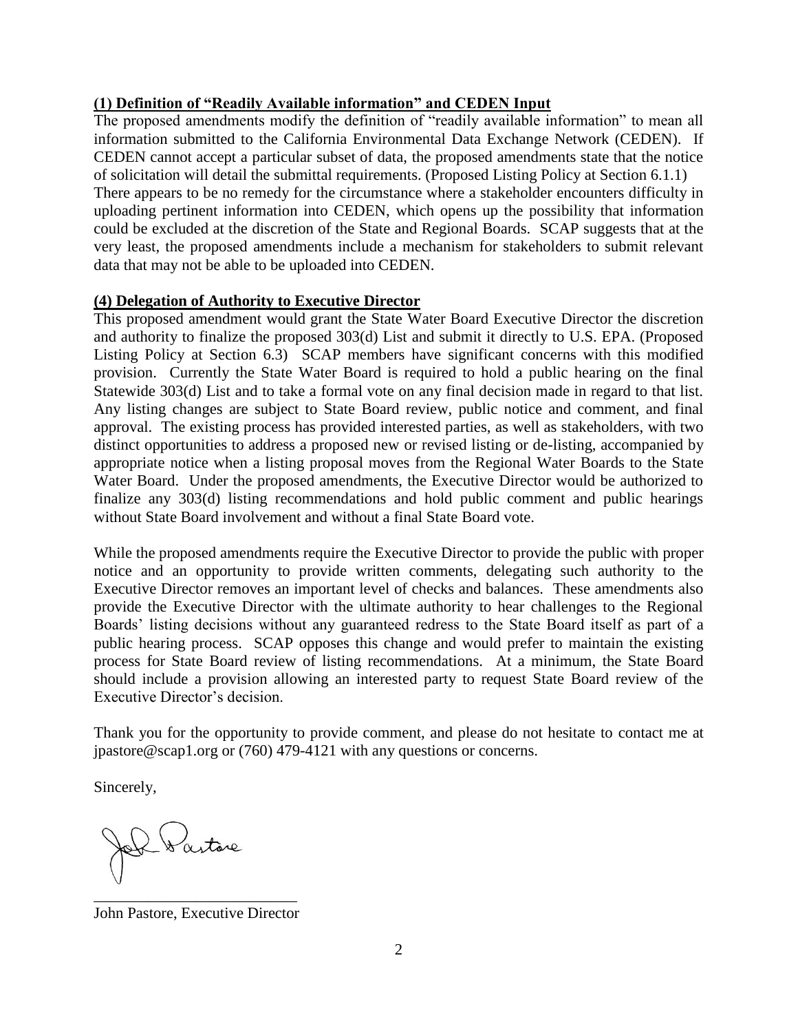**(1) Definition of "Readily Available information" and CEDEN Input**

The proposed amendments modify the definition of "readily available information" to mean all information submitted to the California Environmental Data Exchange Network (CEDEN). If CEDEN cannot accept a particular subset of data, the proposed amendments state that the notice of solicitation will detail the submittal requirements. (Proposed Listing Policy at Section 6.1.1) There appears to be no remedy for the circumstance where a stakeholder encounters difficulty in uploading pertinent information into CEDEN, which opens up the possibility that information could be excluded at the discretion of the State and Regional Boards. SCAP suggests that at the very least, the proposed amendments include a mechanism for stakeholders to submit relevant data that may not be able to be uploaded into CEDEN.

**(4) Delegation of Authority to Executive Director**

This proposed amendment would grant the State Water Board Executive Director the discretion and authority to finalize the proposed 303(d) List and submit it directly to U.S. EPA. (Proposed Listing Policy at Section 6.3) SCAP members have significant concerns with this modified provision. Currently the State Water Board is required to hold a public hearing on the final Statewide 303(d) List and to take a formal vote on any final decision made in regard to that list. Any listing changes are subject to State Board review, public notice and comment, and final approval. The existing process has provided interested parties, as well as stakeholders, with two distinct opportunities to address a proposed new or revised listing or de-listing, accompanied by appropriate notice when a listing proposal moves from the Regional Water Boards to the State Water Board. Under the proposed amendments, the Executive Director would be authorized to finalize any 303(d) listing recommendations and hold public comment and public hearings without State Board involvement and without a final State Board vote.

While the proposed amendments require the Executive Director to provide the public with proper notice and an opportunity to provide written comments, delegating such authority to the Executive Director removes an important level of checks and balances. These amendments also provide the Executive Director with the ultimate authority to hear challenges to the Regional Boards' listing decisions without any guaranteed redress to the State Board itself as part of a public hearing process. SCAP opposes this change and would prefer to maintain the existing process for State Board review of listing recommendations. At a minimum, the State Board should include a provision allowing an interested party to request State Board review of the Executive Director's decision.

Thank you for the opportunity to provide comment, and please do not hesitate to contact me at jpastore@scap1.org or (760) 479-4121 with any questions or concerns.

Sincerely,

John Pastore, Executive Director